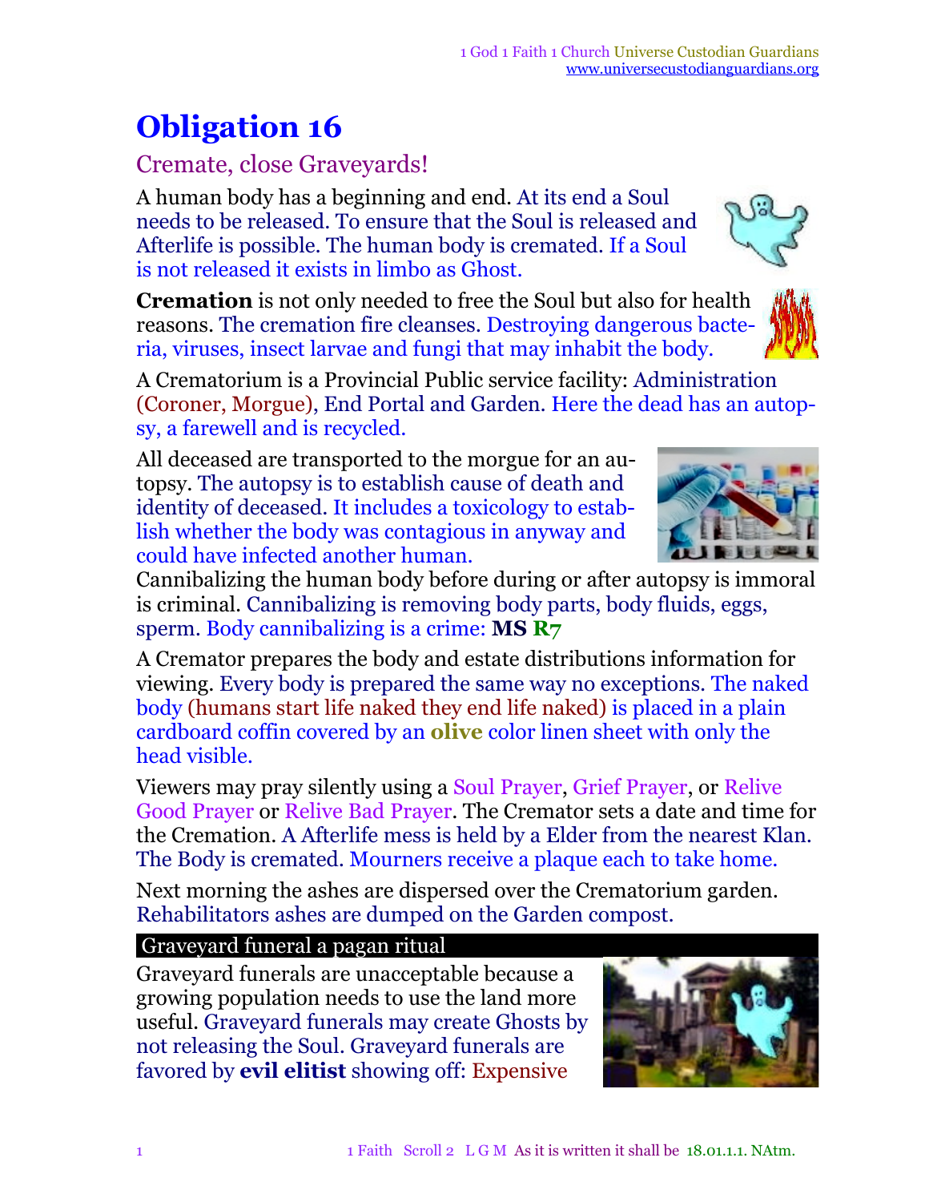# Obligation 16

## Cremate, close Graveyards!

A human body has a beginning and end. At its end a Soul needs to be released. To ensure that the Soul is released and Afterlife is possible. The human body is cremated. If a Soul is not released it exists in limbo as Ghost.

**Cremation** is not only needed to free the Soul but also for health reasons. The cremation fire cleanses. Destroying dangerous bacteria, viruses, insect larvae and fungi that may inhabit the body.

A Crematorium is a Provincial Public service facility: Administration (Coroner, Morgue), End Portal and Garden. Here the dead has an autopsy, a farewell and is recycled.

All deceased are transported to the morgue for an autopsy. The autopsy is to establish cause of death and identity of deceased. It includes a toxicology to establish whether the body was contagious in anyway and could have infected another human.

Cannibalizing the human body before during or after autopsy is immoral is criminal. Cannibalizing is removing body parts, body fluids, eggs, sperm. Body cannibalizing is a crime: **MS R7**

A Cremator prepares the body and estate distributions information for viewing. Every body is prepared the same way no exceptions. The naked body (humans start life naked they end life naked) is placed in a plain cardboard coffin covered by an **olive** color linen sheet with only the head visible.

Viewers may pray silently using a Soul Prayer, Grief Prayer, or Relive Good Prayer or Relive Bad Prayer. The Cremator sets a date and time for the Cremation. A Afterlife mess is held by a Elder from the nearest Klan. The Body is cremated. Mourners receive a plaque each to take home.

Next morning the ashes are dispersed over the Crematorium garden. Rehabilitators ashes are dumped on the Garden compost.

### Graveyard funeral a pagan ritual

Graveyard funerals are unacceptable because a growing population needs to use the land more useful. Graveyard funerals may create Ghosts by not releasing the Soul. Graveyard funerals are favored by **evil elitist** showing off: Expensive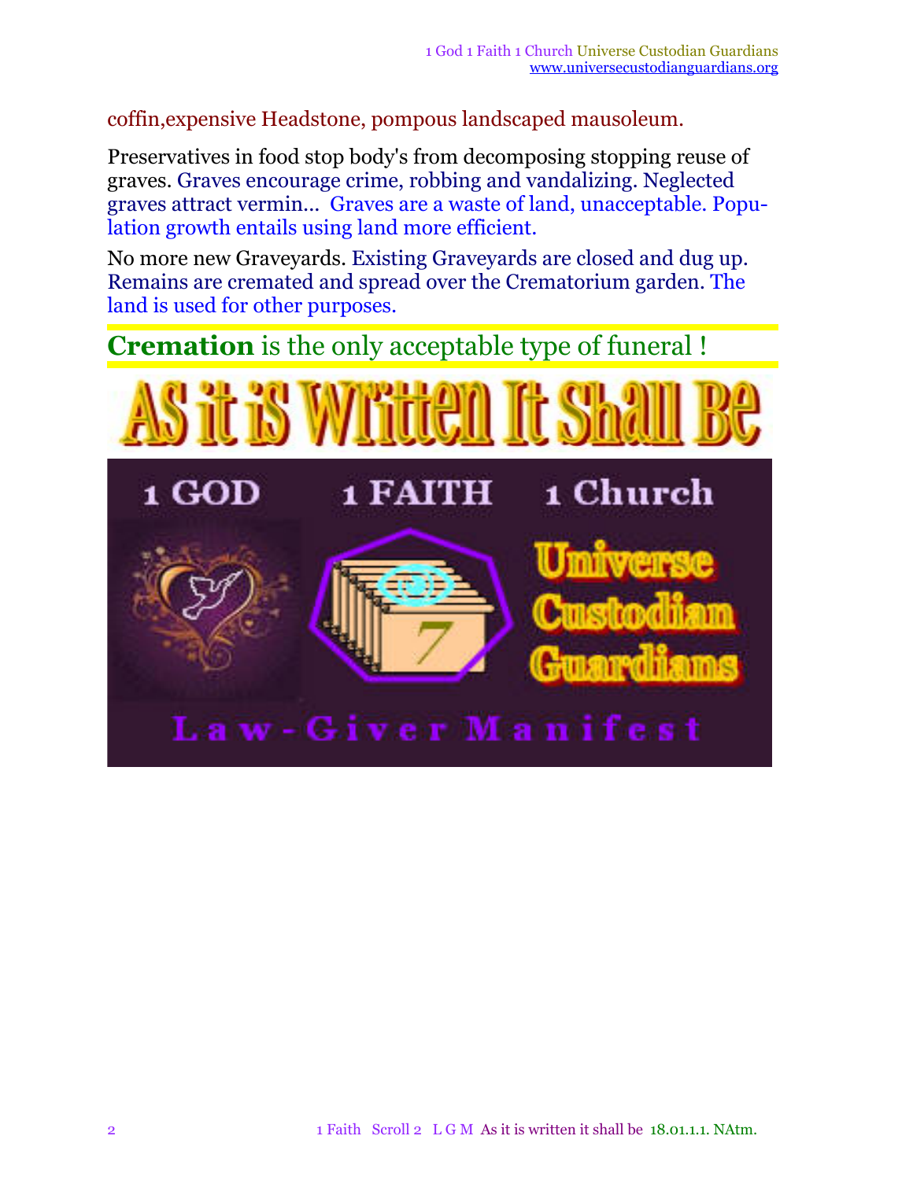coffin,expensive Headstone, pompous landscaped mausoleum.

Preservatives in food stop body's from decomposing stopping reuse of graves. Graves encourage crime, robbing and vandalizing. Neglected graves attract vermin... Graves are a waste of land, unacceptable. Population growth entails using land more efficient.

No more new Graveyards. Existing Graveyards are closed and dug up. Remains are cremated and spread over the Crematorium garden. The land is used for other purposes.

## **Cremation** is the only acceptable type of funeral !

AS it iS Written It Shall Be

1 GOD 1 FAITH 1 Church

Universe Custodian Guardians

Law-Giver Manifest